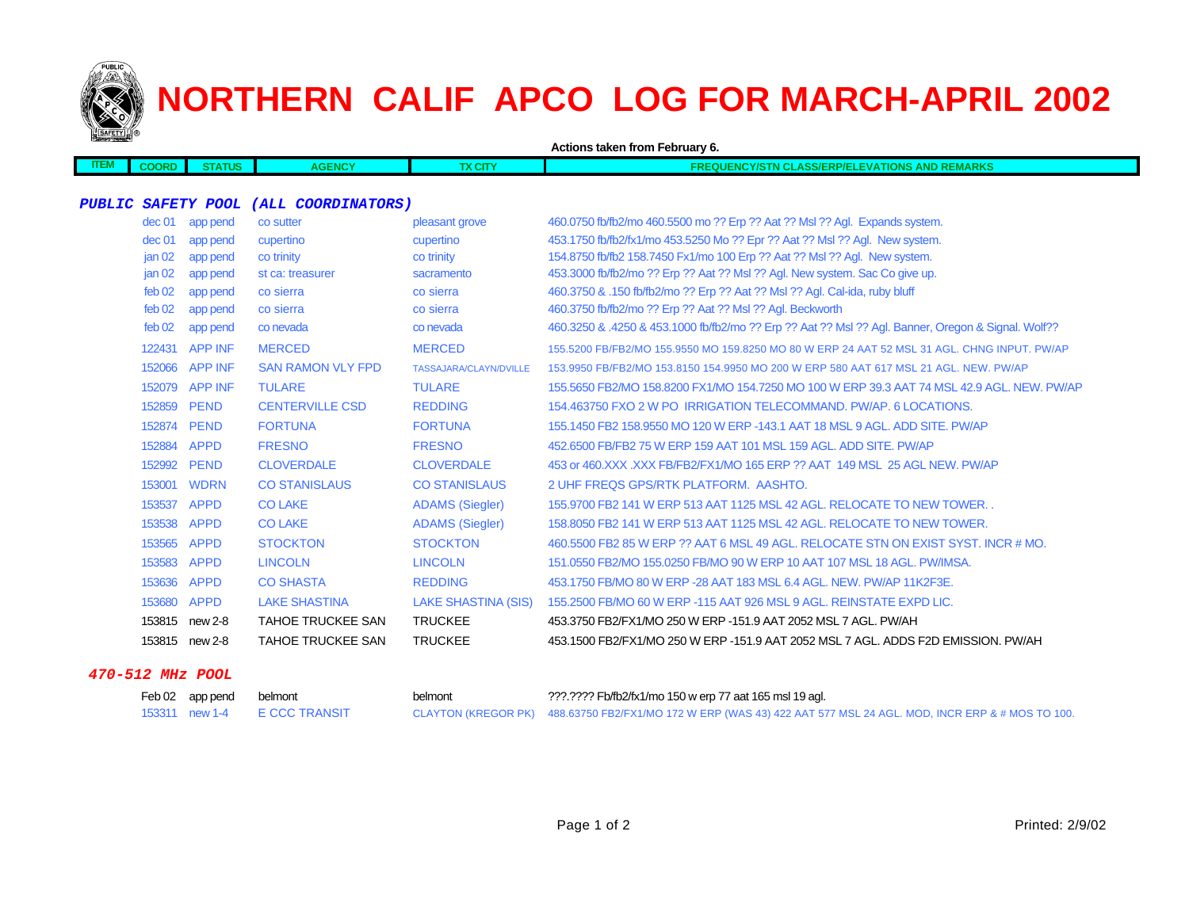# NORTHERN CALIF APCO LOG FOR MARCH-APRIL 2002

**Actions taken from February 6.**

| ITEM | COORD | STATUS | AGENCY | TX CITY | FREQUENCY/STN CLASS/ERP/ELEVATIONS AND REMARKS |
|---|---|---|---|---|---|
| ***PUBLIC SAFETY POOL (ALL COORDINATORS)*** | | | | | |
| | dec 01 | app pend | co sutter | pleasant grove | 460.0750 fb/fb2/mo 460.5500 mo ?? Erp ?? Aat ?? Msl ?? Agl. Expands system. |
| | dec 01 | app pend | cupertino | cupertino | 453.1750 fb/fb2/fx1/mo 453.5250 Mo ?? Epr ?? Aat ?? Msl ?? Agl. New system. |
| | jan 02 | app pend | co trinity | co trinity | 154.8750 fb/fb2 158.7450 Fx1/mo 100 Erp ?? Aat ?? Msl ?? Agl. New system. |
| | jan 02 | app pend | st ca: treasurer | sacramento | 453.3000 fb/fb2/mo ?? Erp ?? Aat ?? Msl ?? Agl. New system. Sac Co give up. |
| | feb 02 | app pend | co sierra | co sierra | 460.3750 & .150 fb/fb2/mo ?? Erp ?? Aat ?? Msl ?? Agl. Cal-ida, ruby bluff |
| | feb 02 | app pend | co sierra | co sierra | 460.3750 fb/fb2/mo ?? Erp ?? Aat ?? Msl ?? Agl. Beckworth |
| | feb 02 | app pend | co nevada | co nevada | 460.3250 & .4250 & 453.1000 fb/fb2/mo ?? Erp ?? Aat ?? Msl ?? Agl. Banner, Oregon & Signal. Wolf?? |
| | 122431 | APP INF | MERCED | MERCED | 155.5200 FB/FB2/MO 155.9550 MO 159.8250 MO 80 W ERP 24 AAT 52 MSL 31 AGL. CHNG INPUT. PW/AP |
| | 152066 | APP INF | SAN RAMON VLY FPD | TASSAJARA/CLAYN/DVILLE | 153.9950 FB/FB2/MO 153.8150 154.9950 MO 200 W ERP 580 AAT 617 MSL 21 AGL. NEW. PW/AP |
| | 152079 | APP INF | TULARE | TULARE | 155.5650 FB2/MO 158.8200 FX1/MO 154.7250 MO 100 W ERP 39.3 AAT 74 MSL 42.9 AGL. NEW. PW/AP |
| | 152859 | PEND | CENTERVILLE CSD | REDDING | 154.463750 FXO 2 W PO IRRIGATION TELECOMMAND. PW/AP. 6 LOCATIONS. |
| | 152874 | PEND | FORTUNA | FORTUNA | 155.1450 FB2 158.9550 MO 120 W ERP -143.1 AAT 18 MSL 9 AGL. ADD SITE. PW/AP |
| | 152884 | APPD | FRESNO | FRESNO | 452.6500 FB/FB2 75 W ERP 159 AAT 101 MSL 159 AGL. ADD SITE. PW/AP |
| | 152992 | PEND | CLOVERDALE | CLOVERDALE | 453 or 460.XXX .XXX FB/FB2/FX1/MO 165 ERP ?? AAT 149 MSL 25 AGL NEW. PW/AP |
| | 153001 | WDRN | CO STANISLAUS | CO STANISLAUS | 2 UHF FREQS GPS/RTK PLATFORM. AASHTO. |
| | 153537 | APPD | CO LAKE | ADAMS (Siegler) | 155.9700 FB2 141 W ERP 513 AAT 1125 MSL 42 AGL. RELOCATE TO NEW TOWER. . |
| | 153538 | APPD | CO LAKE | ADAMS (Siegler) | 158.8050 FB2 141 W ERP 513 AAT 1125 MSL 42 AGL. RELOCATE TO NEW TOWER. |
| | 153565 | APPD | STOCKTON | STOCKTON | 460.5500 FB2 85 W ERP ?? AAT 6 MSL 49 AGL. RELOCATE STN ON EXIST SYST. INCR # MO. |
| | 153583 | APPD | LINCOLN | LINCOLN | 151.0550 FB2/MO 155.0250 FB/MO 90 W ERP 10 AAT 107 MSL 18 AGL. PW/IMSA. |
| | 153636 | APPD | CO SHASTA | REDDING | 453.1750 FB/MO 80 W ERP -28 AAT 183 MSL 6.4 AGL. NEW. PW/AP 11K2F3E. |
| | 153680 | APPD | LAKE SHASTINA | LAKE SHASTINA (SIS) | 155.2500 FB/MO 60 W ERP -115 AAT 926 MSL 9 AGL. REINSTATE EXPD LIC. |
| | 153815 | new 2-8 | TAHOE TRUCKEE SAN | TRUCKEE | 453.3750 FB2/FX1/MO 250 W ERP -151.9 AAT 2052 MSL 7 AGL. PW/AH |
| | 153815 | new 2-8 | TAHOE TRUCKEE SAN | TRUCKEE | 453.1500 FB2/FX1/MO 250 W ERP -151.9 AAT 2052 MSL 7 AGL. ADDS F2D EMISSION. PW/AH |
| ***470-512 MHz POOL*** | | | | | |
| | Feb 02 | app pend | belmont | belmont | ???.???? Fb/fb2/fx1/mo 150 w erp 77 aat 165 msl 19 agl. |
| | 153311 | new 1-4 | E CCC TRANSIT | CLAYTON (KREGOR PK) | 488.63750 FB2/FX1/MO 172 W ERP (WAS 43) 422 AAT 577 MSL 24 AGL. MOD, INCR ERP & # MOS TO 100. |

Printed: 2/9/02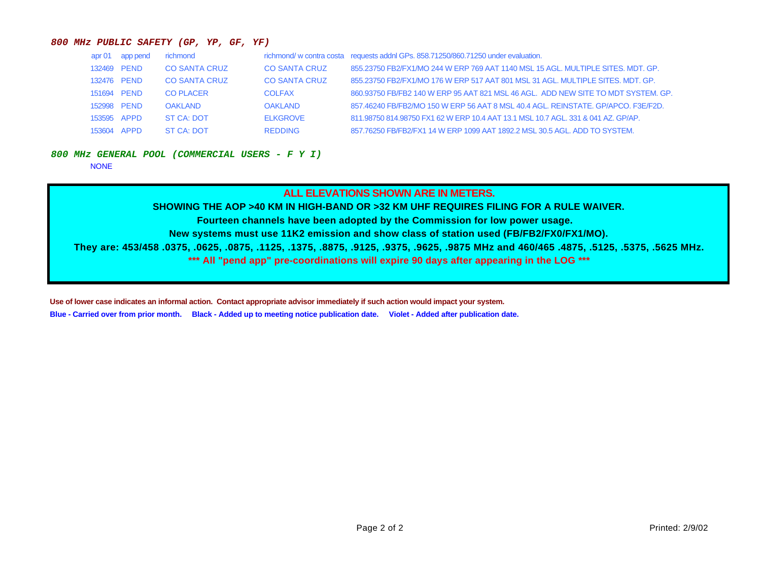### *800 MHz PUBLIC SAFETY (GP, YP, GF, YF)*

| | | | | |
|---|---|---|---|---|
| apr 01 | app pend | richmond | richmond/ w contra costa | requests addnl GPs. 858.71250/860.71250 under evaluation. |
| 132469 | PEND | CO SANTA CRUZ | CO SANTA CRUZ | 855.23750 FB2/FX1/MO 244 W ERP 769 AAT 1140 MSL 15 AGL. MULTIPLE SITES. MDT. GP. |
| 132476 | PEND | CO SANTA CRUZ | CO SANTA CRUZ | 855.23750 FB2/FX1/MO 176 W ERP 517 AAT 801 MSL 31 AGL. MULTIPLE SITES. MDT. GP. |
| 151694 | PEND | CO PLACER | COLFAX | 860.93750 FB/FB2 140 W ERP 95 AAT 821 MSL 46 AGL. ADD NEW SITE TO MDT SYSTEM. GP. |
| 152998 | PEND | OAKLAND | OAKLAND | 857.46240 FB/FB2/MO 150 W ERP 56 AAT 8 MSL 40.4 AGL. REINSTATE. GP/APCO. F3E/F2D. |
| 153595 | APPD | ST CA: DOT | ELKGROVE | 811.98750 814.98750 FX1 62 W ERP 10.4 AAT 13.1 MSL 10.7 AGL. 331 & 041 AZ. GP/AP. |
| 153604 | APPD | ST CA: DOT | REDDING | 857.76250 FB/FB2/FX1 14 W ERP 1099 AAT 1892.2 MSL 30.5 AGL. ADD TO SYSTEM. |

### *800 MHz GENERAL POOL (COMMERCIAL USERS - F Y I)*

NONE

**ALL ELEVATIONS SHOWN ARE IN METERS.**

**SHOWING THE AOP >40 KM IN HIGH-BAND OR >32 KM UHF REQUIRES FILING FOR A RULE WAIVER.**

**Fourteen channels have been adopted by the Commission for low power usage.**

**New systems must use 11K2 emission and show class of station used (FB/FB2/FX0/FX1/MO).**

**They are: 453/458 .0375, .0625, .0875, .1125, .1375, .8875, .9125, .9375, .9625, .9875 MHz and 460/465 .4875, .5125, .5375, .5625 MHz.**

**\*\*\* All "pend app" pre-coordinations will expire 90 days after appearing in the LOG \*\*\***

**Use of lower case indicates an informal action. Contact appropriate advisor immediately if such action would impact your system.**

**Blue - Carried over from prior month. Black - Added up to meeting notice publication date. Violet - Added after publication date.**

Printed: 2/9/02